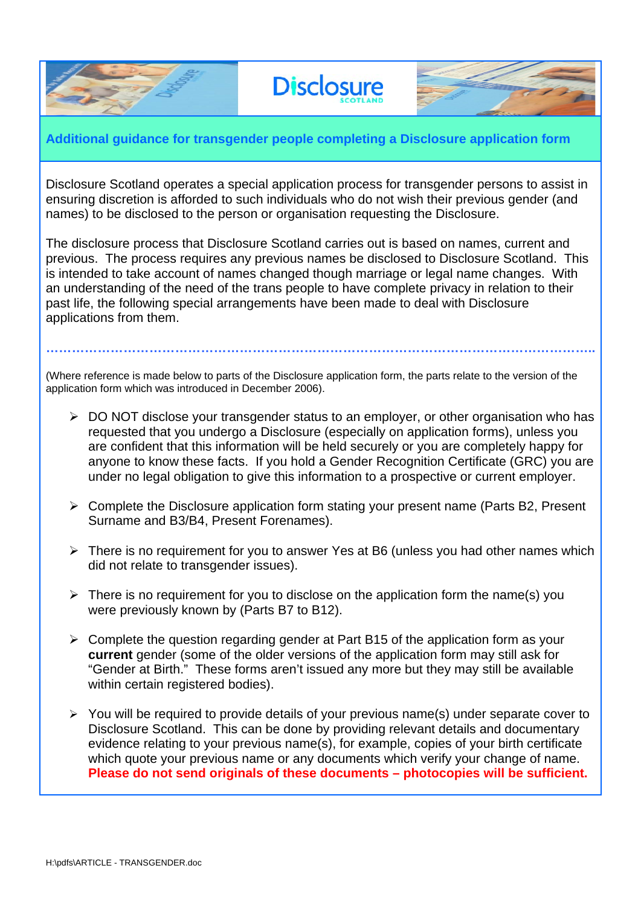# Disclosure Scotland

## Additional guidance for transgender people completing a Disclosure application form

Disclosure Scotland operates a special application process for transgender persons to assist in ensuring discretion is afforded to such individuals who do not wish their previous gender (and names) to be disclosed to the person or organisation requesting the Disclosure.

The disclosure process that Disclosure Scotland carries out is based on names, current and previous. The process requires any previous names be disclosed to Disclosure Scotland. This is intended to take account of names changed though marriage or legal name changes. With an understanding of the need of the trans people to have complete privacy in relation to their past life, the following special arrangements have been made to deal with Disclosure applications from them.

---

(Where reference is made below to parts of the Disclosure application form, the parts relate to the version of the application form which was introduced in December 2006).

- DO NOT disclose your transgender status to an employer, or other organisation who has requested that you undergo a Disclosure (especially on application forms), unless you are confident that this information will be held securely or you are completely happy for anyone to know these facts. If you hold a Gender Recognition Certificate (GRC) you are under no legal obligation to give this information to a prospective or current employer.

- Complete the Disclosure application form stating your present name (Parts B2, Present Surname and B3/B4, Present Forenames).

- There is no requirement for you to answer Yes at B6 (unless you had other names which did not relate to transgender issues).

- There is no requirement for you to disclose on the application form the name(s) you were previously known by (Parts B7 to B12).

- Complete the question regarding gender at Part B15 of the application form as your **current** gender (some of the older versions of the application form may still ask for "Gender at Birth." These forms aren't issued any more but they may still be available within certain registered bodies).

- You will be required to provide details of your previous name(s) under separate cover to Disclosure Scotland. This can be done by providing relevant details and documentary evidence relating to your previous name(s), for example, copies of your birth certificate which quote your previous name or any documents which verify your change of name. **Please do not send originals of these documents – photocopies will be sufficient.**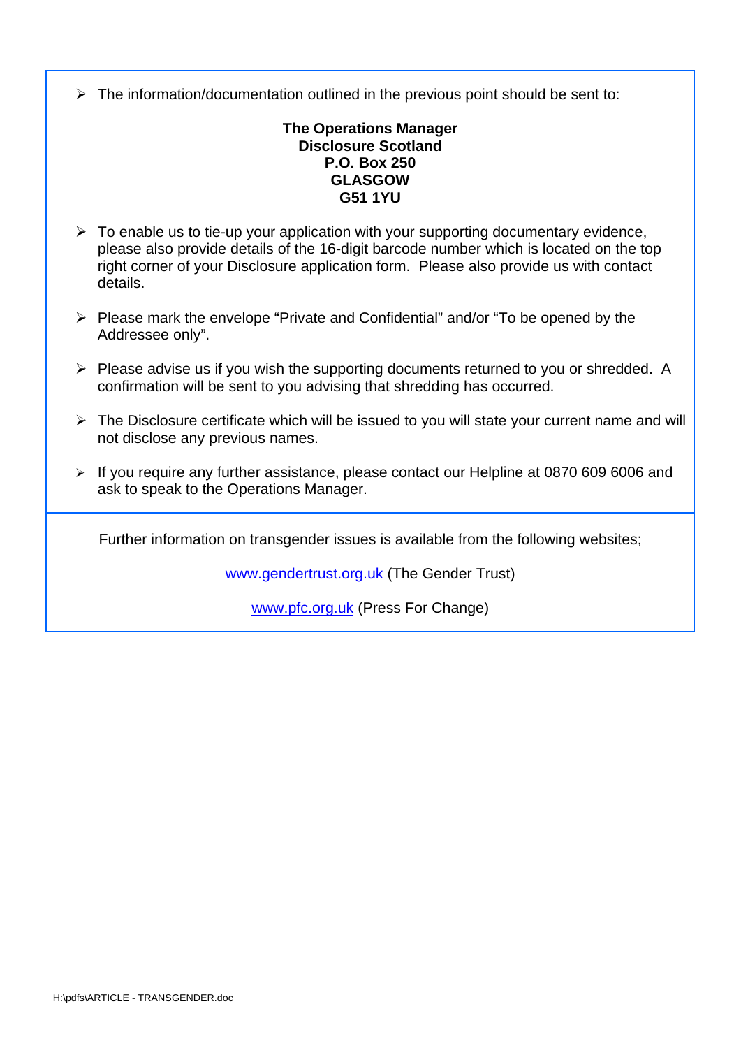- The information/documentation outlined in the previous point should be sent to:

**The Operations Manager**
**Disclosure Scotland**
**P.O. Box 250**
**GLASGOW**
**G51 1YU**

- To enable us to tie-up your application with your supporting documentary evidence, please also provide details of the 16-digit barcode number which is located on the top right corner of your Disclosure application form. Please also provide us with contact details.

- Please mark the envelope "Private and Confidential" and/or "To be opened by the Addressee only".

- Please advise us if you wish the supporting documents returned to you or shredded. A confirmation will be sent to you advising that shredding has occurred.

- The Disclosure certificate which will be issued to you will state your current name and will not disclose any previous names.

- If you require any further assistance, please contact our Helpline at 0870 609 6006 and ask to speak to the Operations Manager.

Further information on transgender issues is available from the following websites;

www.gendertrust.org.uk (The Gender Trust)

www.pfc.org.uk (Press For Change)

H:\pdfs\ARTICLE - TRANSGENDER.doc